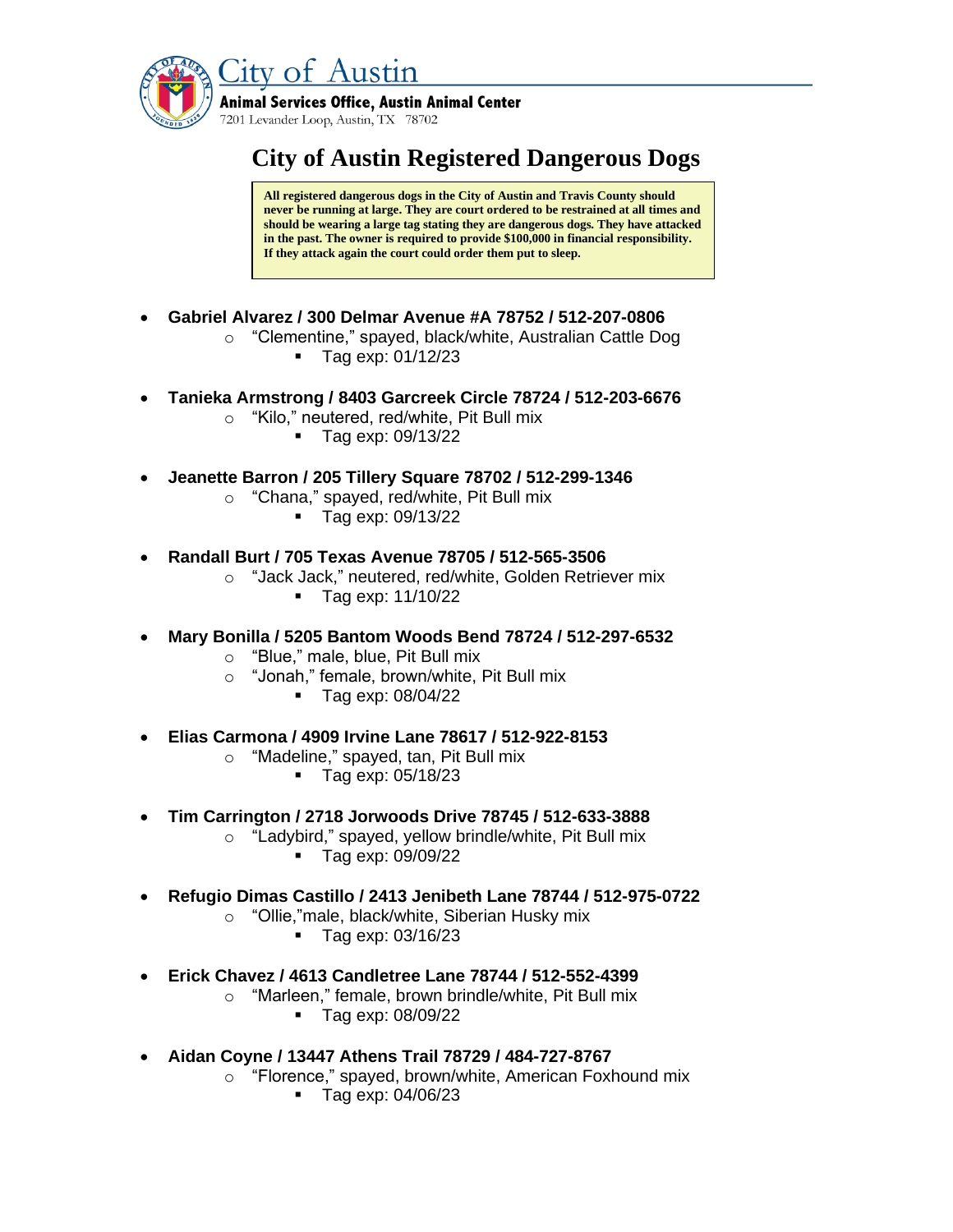City of Austin

**Animal Services Office, Austin Animal Center**

7201 Levander Loop, Austin, TX 78702

# City of Austin Registered Dangerous Dogs

**All registered dangerous dogs in the City of Austin and Travis County should never be running at large. They are court ordered to be restrained at all times and should be wearing a large tag stating they are dangerous dogs. They have attacked in the past. The owner is required to provide $100,000 in financial responsibility. If they attack again the court could order them put to sleep.**

- **Gabriel Alvarez / 300 Delmar Avenue #A 78752 / 512-207-0806**
  - "Clementine," spayed, black/white, Australian Cattle Dog
    - Tag exp: 01/12/23
- **Tanieka Armstrong / 8403 Garcreek Circle 78724 / 512-203-6676**
  - "Kilo," neutered, red/white, Pit Bull mix
    - Tag exp: 09/13/22
- **Jeanette Barron / 205 Tillery Square 78702 / 512-299-1346**
  - "Chana," spayed, red/white, Pit Bull mix
    - Tag exp: 09/13/22
- **Randall Burt / 705 Texas Avenue 78705 / 512-565-3506**
  - "Jack Jack," neutered, red/white, Golden Retriever mix
    - Tag exp: 11/10/22
- **Mary Bonilla / 5205 Bantom Woods Bend 78724 / 512-297-6532**
  - "Blue," male, blue, Pit Bull mix
  - "Jonah," female, brown/white, Pit Bull mix
    - Tag exp: 08/04/22
- **Elias Carmona / 4909 Irvine Lane 78617 / 512-922-8153**
  - "Madeline," spayed, tan, Pit Bull mix
    - Tag exp: 05/18/23
- **Tim Carrington / 2718 Jorwoods Drive 78745 / 512-633-3888**
  - "Ladybird," spayed, yellow brindle/white, Pit Bull mix
    - Tag exp: 09/09/22
- **Refugio Dimas Castillo / 2413 Jenibeth Lane 78744 / 512-975-0722**
  - "Ollie,"male, black/white, Siberian Husky mix
    - Tag exp: 03/16/23
- **Erick Chavez / 4613 Candletree Lane 78744 / 512-552-4399**
  - "Marleen," female, brown brindle/white, Pit Bull mix
    - Tag exp: 08/09/22
- **Aidan Coyne / 13447 Athens Trail 78729 / 484-727-8767**
  - "Florence," spayed, brown/white, American Foxhound mix
    - Tag exp: 04/06/23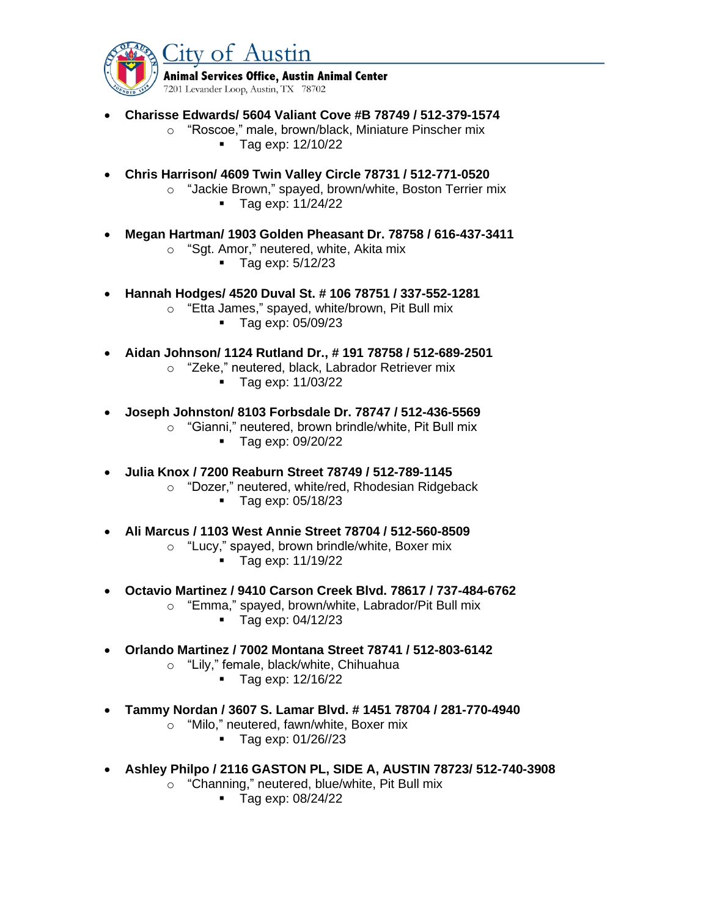City of Austin

**Animal Services Office, Austin Animal Center**

7201 Levander Loop, Austin, TX 78702

- **Charisse Edwards/ 5604 Valiant Cove #B 78749 / 512-379-1574**
  - "Roscoe," male, brown/black, Miniature Pinscher mix
    - Tag exp: 12/10/22
- **Chris Harrison/ 4609 Twin Valley Circle 78731 / 512-771-0520**
  - "Jackie Brown," spayed, brown/white, Boston Terrier mix
    - Tag exp: 11/24/22
- **Megan Hartman/ 1903 Golden Pheasant Dr. 78758 / 616-437-3411**
  - "Sgt. Amor," neutered, white, Akita mix
    - Tag exp: 5/12/23
- **Hannah Hodges/ 4520 Duval St. # 106 78751 / 337-552-1281**
  - "Etta James," spayed, white/brown, Pit Bull mix
    - Tag exp: 05/09/23
- **Aidan Johnson/ 1124 Rutland Dr., # 191 78758 / 512-689-2501**
  - "Zeke," neutered, black, Labrador Retriever mix
    - Tag exp: 11/03/22
- **Joseph Johnston/ 8103 Forbsdale Dr. 78747 / 512-436-5569**
  - "Gianni," neutered, brown brindle/white, Pit Bull mix
    - Tag exp: 09/20/22
- **Julia Knox / 7200 Reaburn Street 78749 / 512-789-1145**
  - "Dozer," neutered, white/red, Rhodesian Ridgeback
    - Tag exp: 05/18/23
- **Ali Marcus / 1103 West Annie Street 78704 / 512-560-8509**
  - "Lucy," spayed, brown brindle/white, Boxer mix
    - Tag exp: 11/19/22
- **Octavio Martinez / 9410 Carson Creek Blvd. 78617 / 737-484-6762**
  - "Emma," spayed, brown/white, Labrador/Pit Bull mix
    - Tag exp: 04/12/23
- **Orlando Martinez / 7002 Montana Street 78741 / 512-803-6142**
  - "Lily," female, black/white, Chihuahua
    - Tag exp: 12/16/22
- **Tammy Nordan / 3607 S. Lamar Blvd. # 1451 78704 / 281-770-4940**
  - "Milo," neutered, fawn/white, Boxer mix
    - Tag exp: 01/26//23
- **Ashley Philpo / 2116 GASTON PL, SIDE A, AUSTIN 78723/ 512-740-3908**
  - "Channing," neutered, blue/white, Pit Bull mix
    - Tag exp: 08/24/22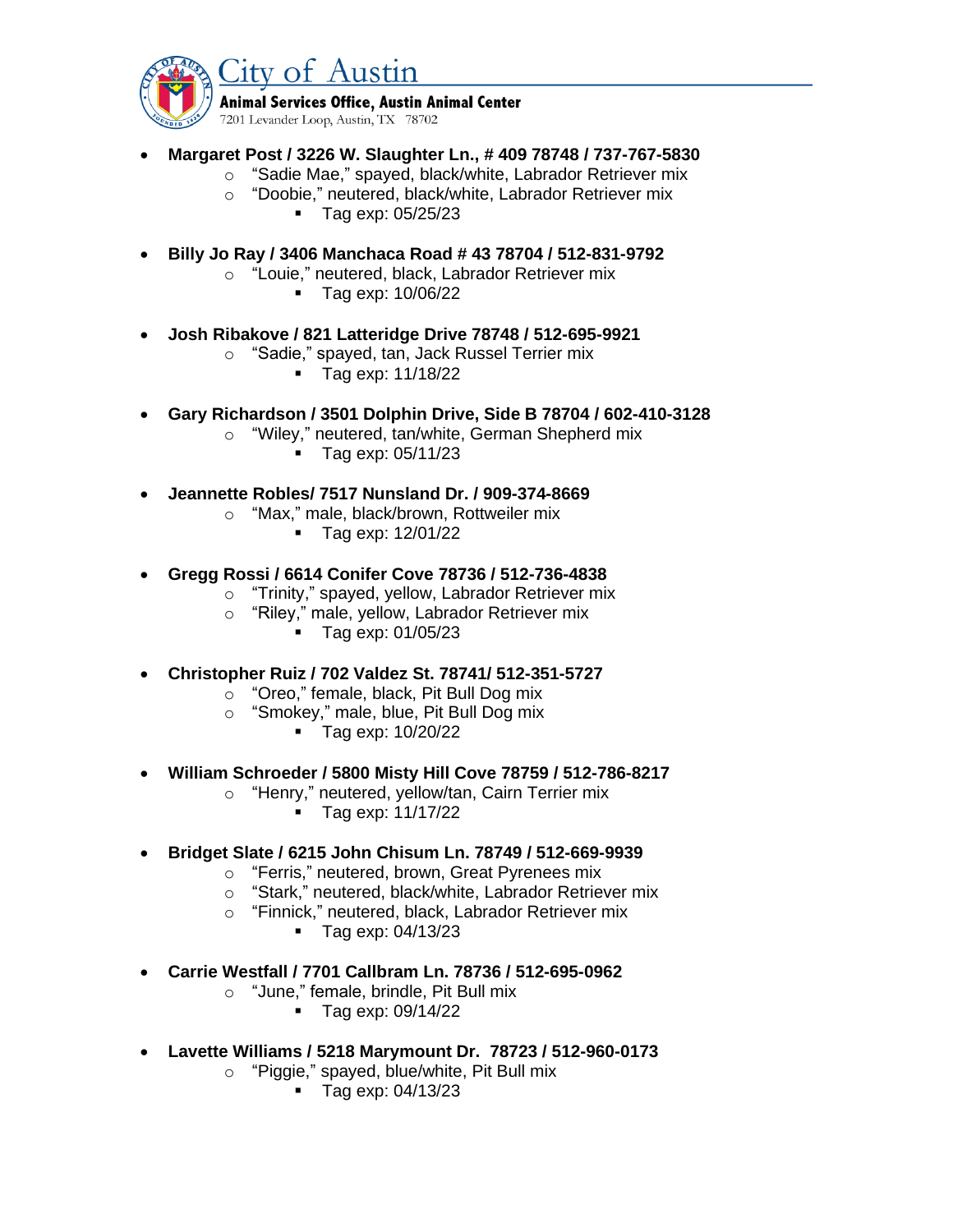- **Margaret Post / 3226 W. Slaughter Ln., # 409 78748 / 737-767-5830**
  - "Sadie Mae," spayed, black/white, Labrador Retriever mix
  - "Doobie," neutered, black/white, Labrador Retriever mix
    - Tag exp: 05/25/23

- **Billy Jo Ray / 3406 Manchaca Road # 43 78704 / 512-831-9792**
  - "Louie," neutered, black, Labrador Retriever mix
    - Tag exp: 10/06/22

- **Josh Ribakove / 821 Latteridge Drive 78748 / 512-695-9921**
  - "Sadie," spayed, tan, Jack Russel Terrier mix
    - Tag exp: 11/18/22

- **Gary Richardson / 3501 Dolphin Drive, Side B 78704 / 602-410-3128**
  - "Wiley," neutered, tan/white, German Shepherd mix
    - Tag exp: 05/11/23

- **Jeannette Robles/ 7517 Nunsland Dr. / 909-374-8669**
  - "Max," male, black/brown, Rottweiler mix
    - Tag exp: 12/01/22

- **Gregg Rossi / 6614 Conifer Cove 78736 / 512-736-4838**
  - "Trinity," spayed, yellow, Labrador Retriever mix
  - "Riley," male, yellow, Labrador Retriever mix
    - Tag exp: 01/05/23

- **Christopher Ruiz / 702 Valdez St. 78741/ 512-351-5727**
  - "Oreo," female, black, Pit Bull Dog mix
  - "Smokey," male, blue, Pit Bull Dog mix
    - Tag exp: 10/20/22

- **William Schroeder / 5800 Misty Hill Cove 78759 / 512-786-8217**
  - "Henry," neutered, yellow/tan, Cairn Terrier mix
    - Tag exp: 11/17/22

- **Bridget Slate / 6215 John Chisum Ln. 78749 / 512-669-9939**
  - "Ferris," neutered, brown, Great Pyrenees mix
  - "Stark," neutered, black/white, Labrador Retriever mix
  - "Finnick," neutered, black, Labrador Retriever mix
    - Tag exp: 04/13/23

- **Carrie Westfall / 7701 Callbram Ln. 78736 / 512-695-0962**
  - "June," female, brindle, Pit Bull mix
    - Tag exp: 09/14/22

- **Lavette Williams / 5218 Marymount Dr. 78723 / 512-960-0173**
  - "Piggie," spayed, blue/white, Pit Bull mix
    - Tag exp: 04/13/23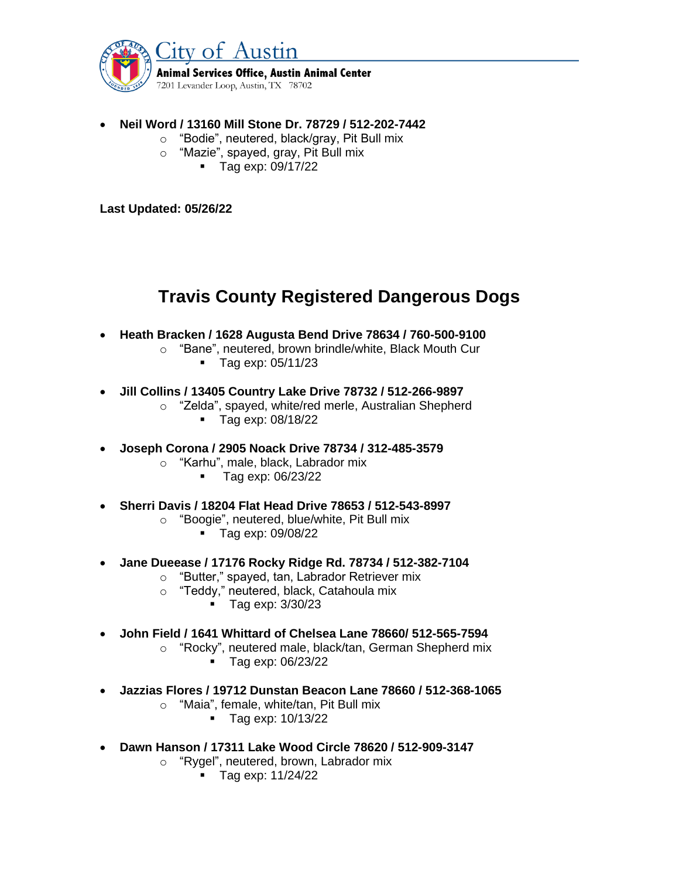- **Neil Word / 13160 Mill Stone Dr. 78729 / 512-202-7442**
  - "Bodie", neutered, black/gray, Pit Bull mix
  - "Mazie", spayed, gray, Pit Bull mix
    - Tag exp: 09/17/22

**Last Updated: 05/26/22**

# Travis County Registered Dangerous Dogs

- **Heath Bracken / 1628 Augusta Bend Drive 78634 / 760-500-9100**
  - "Bane", neutered, brown brindle/white, Black Mouth Cur
    - Tag exp: 05/11/23
- **Jill Collins / 13405 Country Lake Drive 78732 / 512-266-9897**
  - "Zelda", spayed, white/red merle, Australian Shepherd
    - Tag exp: 08/18/22
- **Joseph Corona / 2905 Noack Drive 78734 / 312-485-3579**
  - "Karhu", male, black, Labrador mix
    - Tag exp: 06/23/22
- **Sherri Davis / 18204 Flat Head Drive 78653 / 512-543-8997**
  - "Boogie", neutered, blue/white, Pit Bull mix
    - Tag exp: 09/08/22
- **Jane Dueease / 17176 Rocky Ridge Rd. 78734 / 512-382-7104**
  - "Butter," spayed, tan, Labrador Retriever mix
  - "Teddy," neutered, black, Catahoula mix
    - Tag exp: 3/30/23
- **John Field / 1641 Whittard of Chelsea Lane 78660/ 512-565-7594**
  - "Rocky", neutered male, black/tan, German Shepherd mix
    - Tag exp: 06/23/22
- **Jazzias Flores / 19712 Dunstan Beacon Lane 78660 / 512-368-1065**
  - "Maia", female, white/tan, Pit Bull mix
    - Tag exp: 10/13/22
- **Dawn Hanson / 17311 Lake Wood Circle 78620 / 512-909-3147**
  - "Rygel", neutered, brown, Labrador mix
    - Tag exp: 11/24/22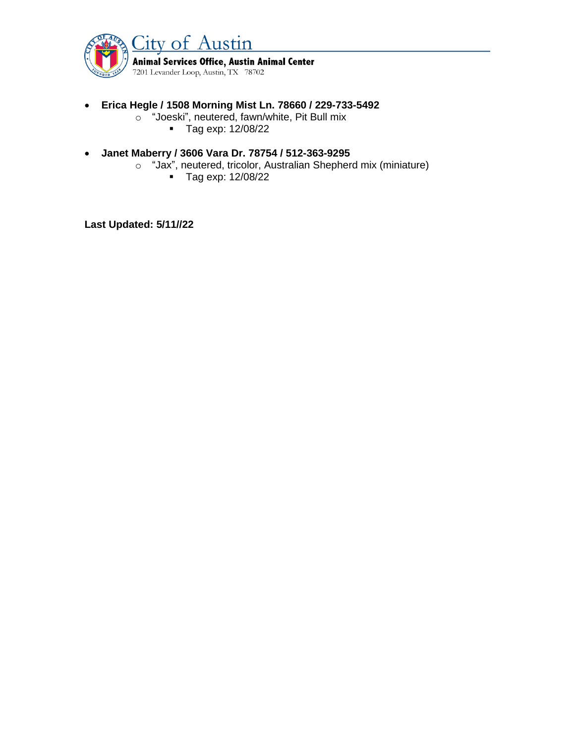City of Austin

**Animal Services Office, Austin Animal Center**

7201 Levander Loop, Austin, TX 78702

- **Erica Hegle / 1508 Morning Mist Ln. 78660 / 229-733-5492**
  - “Joeski”, neutered, fawn/white, Pit Bull mix
    - Tag exp: 12/08/22
- **Janet Maberry / 3606 Vara Dr. 78754 / 512-363-9295**
  - “Jax”, neutered, tricolor, Australian Shepherd mix (miniature)
    - Tag exp: 12/08/22

**Last Updated: 5/11//22**